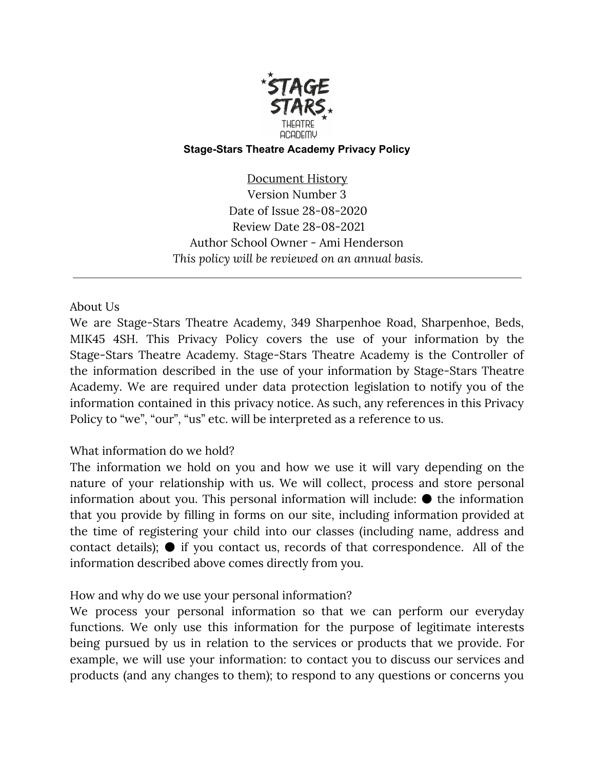# Stage-Stars Theatre Academy Privacy Policy

Document History
Version Number 3
Date of Issue 28-08-2020
Review Date 28-08-2021
Author School Owner - Ami Henderson
*This policy will be reviewed on an annual basis.*

---

## About Us

We are Stage-Stars Theatre Academy, 349 Sharpenhoe Road, Sharpenhoe, Beds, MIK45 4SH. This Privacy Policy covers the use of your information by the Stage-Stars Theatre Academy. Stage-Stars Theatre Academy is the Controller of the information described in the use of your information by Stage-Stars Theatre Academy. We are required under data protection legislation to notify you of the information contained in this privacy notice. As such, any references in this Privacy Policy to "we", "our", "us" etc. will be interpreted as a reference to us.

## What information do we hold?

The information we hold on you and how we use it will vary depending on the nature of your relationship with us. We will collect, process and store personal information about you. This personal information will include: ● the information that you provide by filling in forms on our site, including information provided at the time of registering your child into our classes (including name, address and contact details); ● if you contact us, records of that correspondence. All of the information described above comes directly from you.

## How and why do we use your personal information?

We process your personal information so that we can perform our everyday functions. We only use this information for the purpose of legitimate interests being pursued by us in relation to the services or products that we provide. For example, we will use your information: to contact you to discuss our services and products (and any changes to them); to respond to any questions or concerns you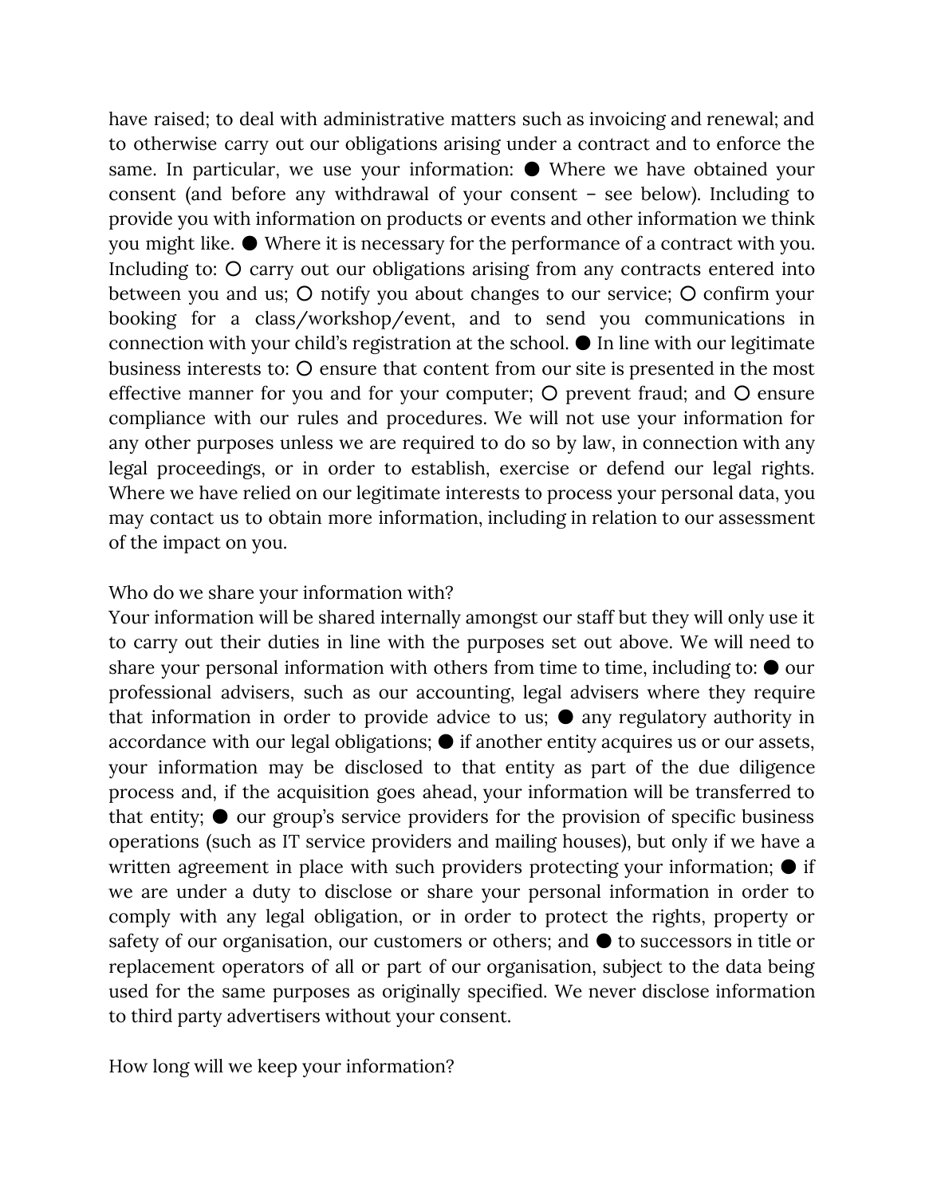have raised; to deal with administrative matters such as invoicing and renewal; and to otherwise carry out our obligations arising under a contract and to enforce the same. In particular, we use your information: ● Where we have obtained your consent (and before any withdrawal of your consent – see below). Including to provide you with information on products or events and other information we think you might like. ● Where it is necessary for the performance of a contract with you. Including to: ○ carry out our obligations arising from any contracts entered into between you and us; ○ notify you about changes to our service; ○ confirm your booking for a class/workshop/event, and to send you communications in connection with your child's registration at the school. ● In line with our legitimate business interests to: ○ ensure that content from our site is presented in the most effective manner for you and for your computer; ○ prevent fraud; and ○ ensure compliance with our rules and procedures. We will not use your information for any other purposes unless we are required to do so by law, in connection with any legal proceedings, or in order to establish, exercise or defend our legal rights. Where we have relied on our legitimate interests to process your personal data, you may contact us to obtain more information, including in relation to our assessment of the impact on you.

Who do we share your information with?

Your information will be shared internally amongst our staff but they will only use it to carry out their duties in line with the purposes set out above. We will need to share your personal information with others from time to time, including to: ● our professional advisers, such as our accounting, legal advisers where they require that information in order to provide advice to us; ● any regulatory authority in accordance with our legal obligations; ● if another entity acquires us or our assets, your information may be disclosed to that entity as part of the due diligence process and, if the acquisition goes ahead, your information will be transferred to that entity; ● our group's service providers for the provision of specific business operations (such as IT service providers and mailing houses), but only if we have a written agreement in place with such providers protecting your information; ● if we are under a duty to disclose or share your personal information in order to comply with any legal obligation, or in order to protect the rights, property or safety of our organisation, our customers or others; and ● to successors in title or replacement operators of all or part of our organisation, subject to the data being used for the same purposes as originally specified. We never disclose information to third party advertisers without your consent.

How long will we keep your information?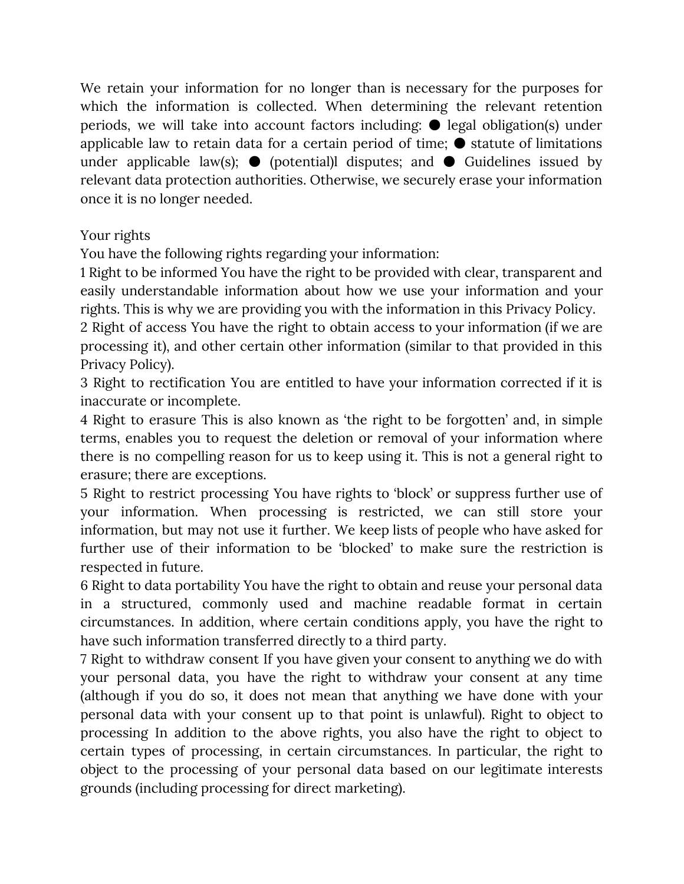We retain your information for no longer than is necessary for the purposes for which the information is collected. When determining the relevant retention periods, we will take into account factors including: ● legal obligation(s) under applicable law to retain data for a certain period of time; ● statute of limitations under applicable law(s); ● (potential)l disputes; and ● Guidelines issued by relevant data protection authorities. Otherwise, we securely erase your information once it is no longer needed.

Your rights

You have the following rights regarding your information:

1 Right to be informed You have the right to be provided with clear, transparent and easily understandable information about how we use your information and your rights. This is why we are providing you with the information in this Privacy Policy.

2 Right of access You have the right to obtain access to your information (if we are processing it), and other certain other information (similar to that provided in this Privacy Policy).

3 Right to rectification You are entitled to have your information corrected if it is inaccurate or incomplete.

4 Right to erasure This is also known as 'the right to be forgotten' and, in simple terms, enables you to request the deletion or removal of your information where there is no compelling reason for us to keep using it. This is not a general right to erasure; there are exceptions.

5 Right to restrict processing You have rights to 'block' or suppress further use of your information. When processing is restricted, we can still store your information, but may not use it further. We keep lists of people who have asked for further use of their information to be 'blocked' to make sure the restriction is respected in future.

6 Right to data portability You have the right to obtain and reuse your personal data in a structured, commonly used and machine readable format in certain circumstances. In addition, where certain conditions apply, you have the right to have such information transferred directly to a third party.

7 Right to withdraw consent If you have given your consent to anything we do with your personal data, you have the right to withdraw your consent at any time (although if you do so, it does not mean that anything we have done with your personal data with your consent up to that point is unlawful). Right to object to processing In addition to the above rights, you also have the right to object to certain types of processing, in certain circumstances. In particular, the right to object to the processing of your personal data based on our legitimate interests grounds (including processing for direct marketing).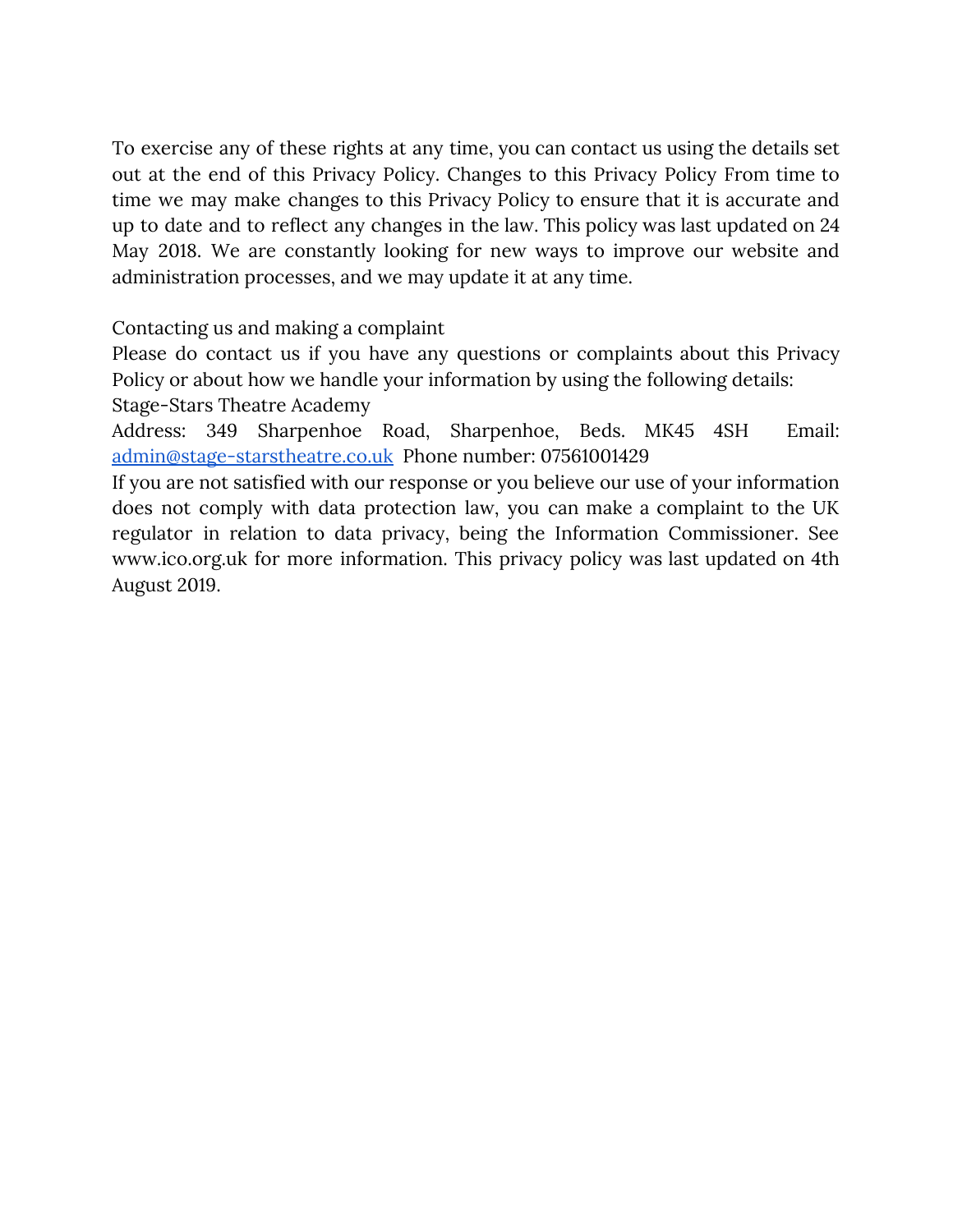To exercise any of these rights at any time, you can contact us using the details set out at the end of this Privacy Policy. Changes to this Privacy Policy From time to time we may make changes to this Privacy Policy to ensure that it is accurate and up to date and to reflect any changes in the law. This policy was last updated on 24 May 2018. We are constantly looking for new ways to improve our website and administration processes, and we may update it at any time.

Contacting us and making a complaint

Please do contact us if you have any questions or complaints about this Privacy Policy or about how we handle your information by using the following details:

Stage-Stars Theatre Academy

Address: 349 Sharpenhoe Road, Sharpenhoe, Beds. MK45 4SH Email: admin@stage-starstheatre.co.uk Phone number: 07561001429

If you are not satisfied with our response or you believe our use of your information does not comply with data protection law, you can make a complaint to the UK regulator in relation to data privacy, being the Information Commissioner. See www.ico.org.uk for more information. This privacy policy was last updated on 4th August 2019.